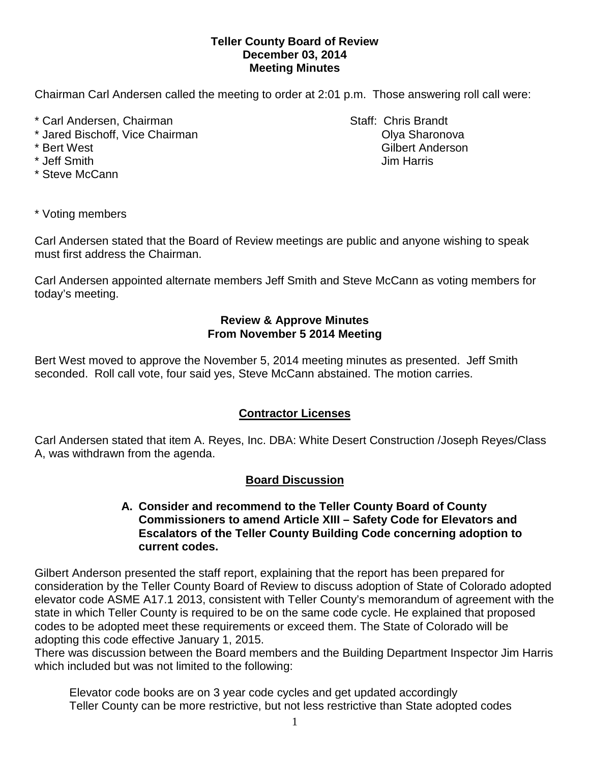**Teller County Board of Review**
**December 03, 2014**
**Meeting Minutes**

Chairman Carl Andersen called the meeting to order at 2:01 p.m. Those answering roll call were:

\* Carl Andersen, Chairman
\* Jared Bischoff, Vice Chairman
\* Bert West
\* Jeff Smith
\* Steve McCann

Staff: Chris Brandt
Olya Sharonova
Gilbert Anderson
Jim Harris

\* Voting members

Carl Andersen stated that the Board of Review meetings are public and anyone wishing to speak must first address the Chairman.

Carl Andersen appointed alternate members Jeff Smith and Steve McCann as voting members for today's meeting.

**Review & Approve Minutes**
**From November 5 2014 Meeting**

Bert West moved to approve the November 5, 2014 meeting minutes as presented. Jeff Smith seconded. Roll call vote, four said yes, Steve McCann abstained. The motion carries.

**Contractor Licenses**

Carl Andersen stated that item A. Reyes, Inc. DBA: White Desert Construction /Joseph Reyes/Class A, was withdrawn from the agenda.

**Board Discussion**

**A. Consider and recommend to the Teller County Board of County Commissioners to amend Article XIII – Safety Code for Elevators and Escalators of the Teller County Building Code concerning adoption to current codes.**

Gilbert Anderson presented the staff report, explaining that the report has been prepared for consideration by the Teller County Board of Review to discuss adoption of State of Colorado adopted elevator code ASME A17.1 2013, consistent with Teller County's memorandum of agreement with the state in which Teller County is required to be on the same code cycle. He explained that proposed codes to be adopted meet these requirements or exceed them. The State of Colorado will be adopting this code effective January 1, 2015.
There was discussion between the Board members and the Building Department Inspector Jim Harris which included but was not limited to the following:

Elevator code books are on 3 year code cycles and get updated accordingly
Teller County can be more restrictive, but not less restrictive than State adopted codes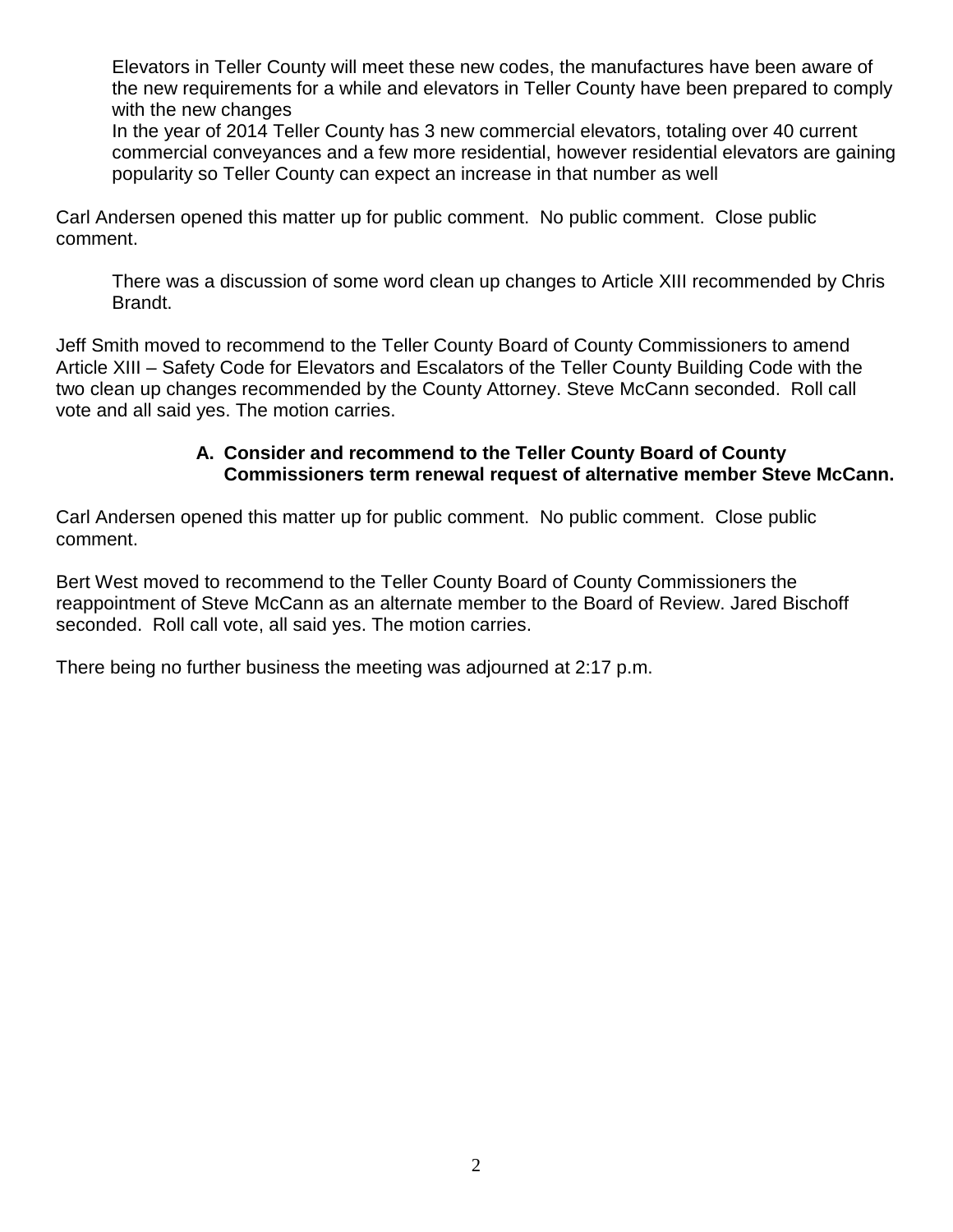Elevators in Teller County will meet these new codes, the manufactures have been aware of the new requirements for a while and elevators in Teller County have been prepared to comply with the new changes

In the year of 2014 Teller County has 3 new commercial elevators, totaling over 40 current commercial conveyances and a few more residential, however residential elevators are gaining popularity so Teller County can expect an increase in that number as well

Carl Andersen opened this matter up for public comment. No public comment. Close public comment.

There was a discussion of some word clean up changes to Article XIII recommended by Chris Brandt.

Jeff Smith moved to recommend to the Teller County Board of County Commissioners to amend Article XIII – Safety Code for Elevators and Escalators of the Teller County Building Code with the two clean up changes recommended by the County Attorney. Steve McCann seconded. Roll call vote and all said yes. The motion carries.

**A. Consider and recommend to the Teller County Board of County Commissioners term renewal request of alternative member Steve McCann.**

Carl Andersen opened this matter up for public comment. No public comment. Close public comment.

Bert West moved to recommend to the Teller County Board of County Commissioners the reappointment of Steve McCann as an alternate member to the Board of Review. Jared Bischoff seconded. Roll call vote, all said yes. The motion carries.

There being no further business the meeting was adjourned at 2:17 p.m.